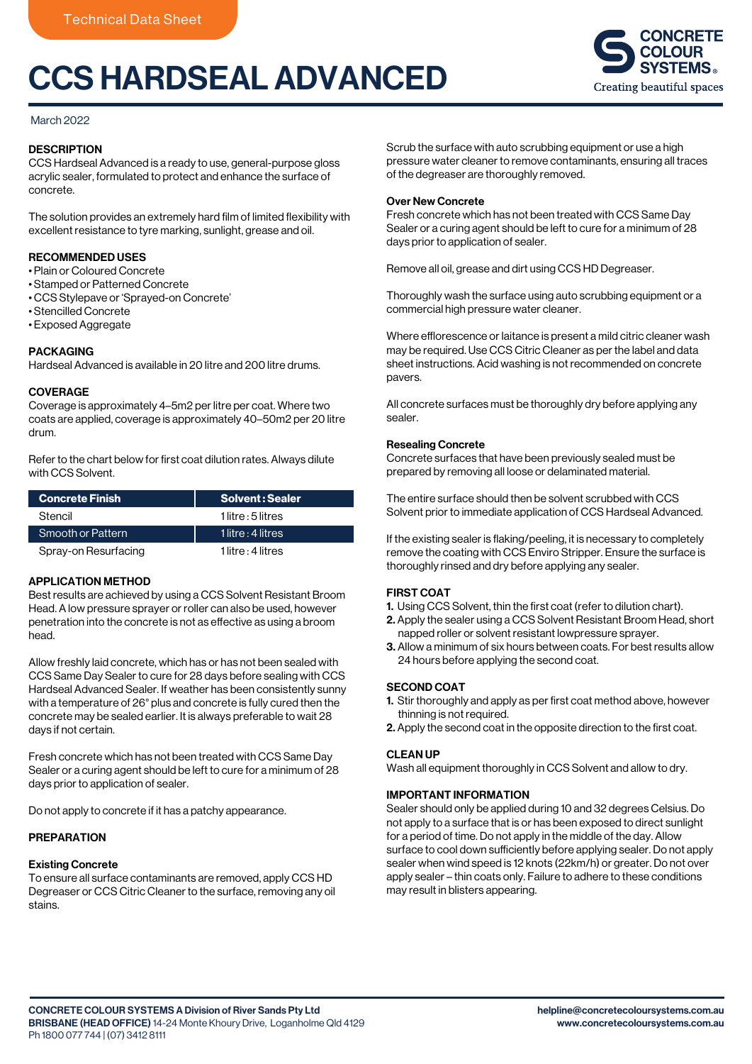Technical Data Sheet

# CCS HARDSEAL ADVANCED

CONCRETE COLOUR SYSTEMS®
Creating beautiful spaces

March 2022

## DESCRIPTION

CCS Hardseal Advanced is a ready to use, general-purpose gloss acrylic sealer, formulated to protect and enhance the surface of concrete.

The solution provides an extremely hard film of limited flexibility with excellent resistance to tyre marking, sunlight, grease and oil.

## RECOMMENDED USES

- Plain or Coloured Concrete
- Stamped or Patterned Concrete
- CCS Stylepave or 'Sprayed-on Concrete'
- Stencilled Concrete
- Exposed Aggregate

## PACKAGING

Hardseal Advanced is available in 20 litre and 200 litre drums.

## COVERAGE

Coverage is approximately 4–5m2 per litre per coat. Where two coats are applied, coverage is approximately 40–50m2 per 20 litre drum.

Refer to the chart below for first coat dilution rates. Always dilute with CCS Solvent.

| Concrete Finish | Solvent : Sealer |
|---|---|
| Stencil | 1 litre : 5 litres |
| Smooth or Pattern | 1 litre : 4 litres |
| Spray-on Resurfacing | 1 litre : 4 litres |

## APPLICATION METHOD

Best results are achieved by using a CCS Solvent Resistant Broom Head. A low pressure sprayer or roller can also be used, however penetration into the concrete is not as effective as using a broom head.

Allow freshly laid concrete, which has or has not been sealed with CCS Same Day Sealer to cure for 28 days before sealing with CCS Hardseal Advanced Sealer. If weather has been consistently sunny with a temperature of 26° plus and concrete is fully cured then the concrete may be sealed earlier. It is always preferable to wait 28 days if not certain.

Fresh concrete which has not been treated with CCS Same Day Sealer or a curing agent should be left to cure for a minimum of 28 days prior to application of sealer.

Do not apply to concrete if it has a patchy appearance.

## PREPARATION

### Existing Concrete

To ensure all surface contaminants are removed, apply CCS HD Degreaser or CCS Citric Cleaner to the surface, removing any oil stains.

Scrub the surface with auto scrubbing equipment or use a high pressure water cleaner to remove contaminants, ensuring all traces of the degreaser are thoroughly removed.

### Over New Concrete

Fresh concrete which has not been treated with CCS Same Day Sealer or a curing agent should be left to cure for a minimum of 28 days prior to application of sealer.

Remove all oil, grease and dirt using CCS HD Degreaser.

Thoroughly wash the surface using auto scrubbing equipment or a commercial high pressure water cleaner.

Where efflorescence or laitance is present a mild citric cleaner wash may be required. Use CCS Citric Cleaner as per the label and data sheet instructions. Acid washing is not recommended on concrete pavers.

All concrete surfaces must be thoroughly dry before applying any sealer.

### Resealing Concrete

Concrete surfaces that have been previously sealed must be prepared by removing all loose or delaminated material.

The entire surface should then be solvent scrubbed with CCS Solvent prior to immediate application of CCS Hardseal Advanced.

If the existing sealer is flaking/peeling, it is necessary to completely remove the coating with CCS Enviro Stripper. Ensure the surface is thoroughly rinsed and dry before applying any sealer.

## FIRST COAT

1. Using CCS Solvent, thin the first coat (refer to dilution chart).
2. Apply the sealer using a CCS Solvent Resistant Broom Head, short napped roller or solvent resistant lowpressure sprayer.
3. Allow a minimum of six hours between coats. For best results allow 24 hours before applying the second coat.

## SECOND COAT

1. Stir thoroughly and apply as per first coat method above, however thinning is not required.
2. Apply the second coat in the opposite direction to the first coat.

## CLEAN UP

Wash all equipment thoroughly in CCS Solvent and allow to dry.

## IMPORTANT INFORMATION

Sealer should only be applied during 10 and 32 degrees Celsius. Do not apply to a surface that is or has been exposed to direct sunlight for a period of time. Do not apply in the middle of the day. Allow surface to cool down sufficiently before applying sealer. Do not apply sealer when wind speed is 12 knots (22km/h) or greater. Do not over apply sealer – thin coats only. Failure to adhere to these conditions may result in blisters appearing.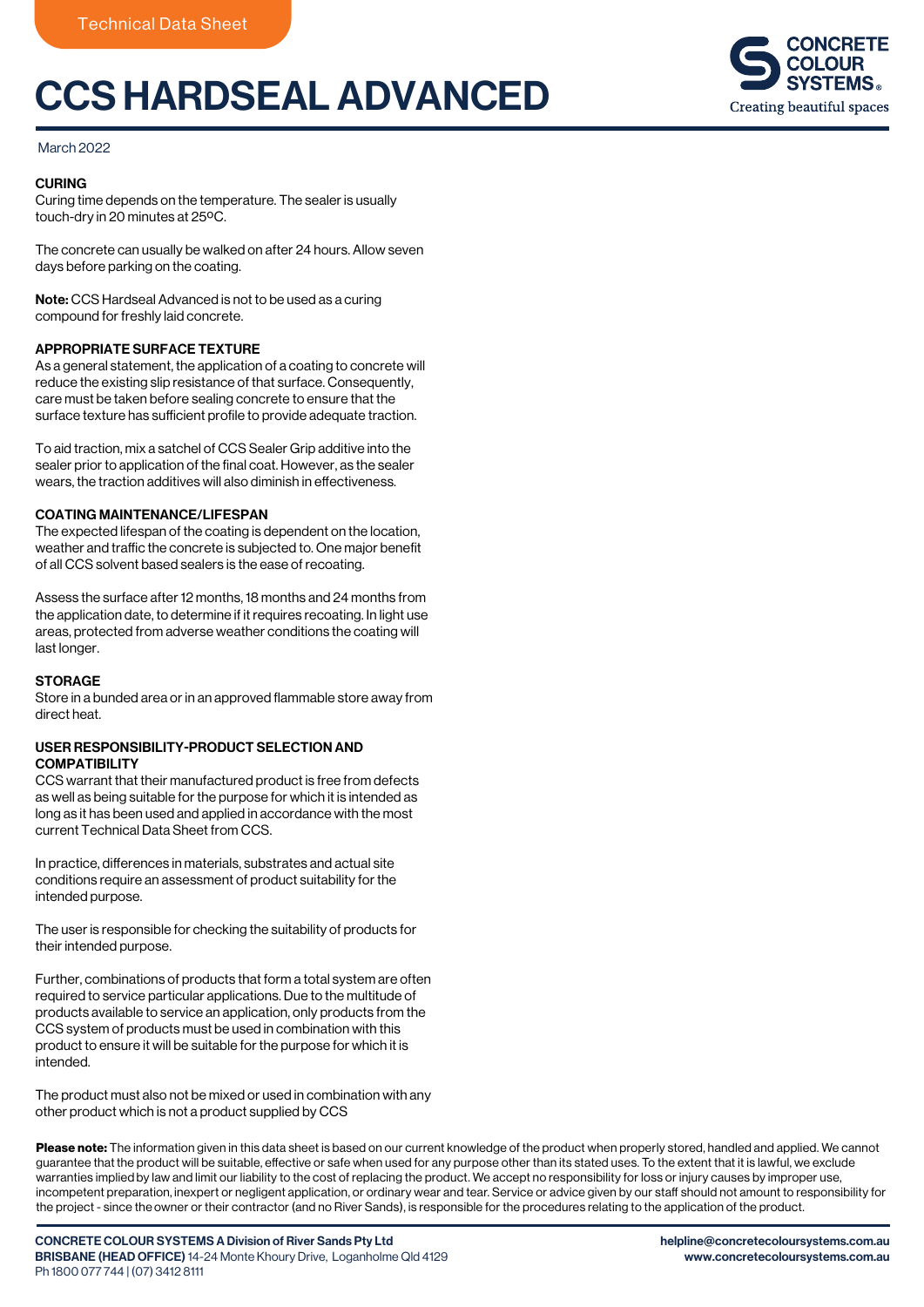Technical Data Sheet

# CCS HARDSEAL ADVANCED

March 2022

### CURING

Curing time depends on the temperature. The sealer is usually touch-dry in 20 minutes at 25ºC.

The concrete can usually be walked on after 24 hours. Allow seven days before parking on the coating.

**Note:** CCS Hardseal Advanced is not to be used as a curing compound for freshly laid concrete.

### APPROPRIATE SURFACE TEXTURE

As a general statement, the application of a coating to concrete will reduce the existing slip resistance of that surface. Consequently, care must be taken before sealing concrete to ensure that the surface texture has sufficient profile to provide adequate traction.

To aid traction, mix a satchel of CCS Sealer Grip additive into the sealer prior to application of the final coat. However, as the sealer wears, the traction additives will also diminish in effectiveness.

### COATING MAINTENANCE/LIFESPAN

The expected lifespan of the coating is dependent on the location, weather and traffic the concrete is subjected to. One major benefit of all CCS solvent based sealers is the ease of recoating.

Assess the surface after 12 months, 18 months and 24 months from the application date, to determine if it requires recoating. In light use areas, protected from adverse weather conditions the coating will last longer.

### STORAGE

Store in a bunded area or in an approved flammable store away from direct heat.

### USER RESPONSIBILITY-PRODUCT SELECTION AND COMPATIBILITY

CCS warrant that their manufactured product is free from defects as well as being suitable for the purpose for which it is intended as long as it has been used and applied in accordance with the most current Technical Data Sheet from CCS.

In practice, differences in materials, substrates and actual site conditions require an assessment of product suitability for the intended purpose.

The user is responsible for checking the suitability of products for their intended purpose.

Further, combinations of products that form a total system are often required to service particular applications. Due to the multitude of products available to service an application, only products from the CCS system of products must be used in combination with this product to ensure it will be suitable for the purpose for which it is intended.

The product must also not be mixed or used in combination with any other product which is not a product supplied by CCS

**Please note:** The information given in this data sheet is based on our current knowledge of the product when properly stored, handled and applied. We cannot guarantee that the product will be suitable, effective or safe when used for any purpose other than its stated uses. To the extent that it is lawful, we exclude warranties implied by law and limit our liability to the cost of replacing the product. We accept no responsibility for loss or injury causes by improper use, incompetent preparation, inexpert or negligent application, or ordinary wear and tear. Service or advice given by our staff should not amount to responsibility for the project - since the owner or their contractor (and no River Sands), is responsible for the procedures relating to the application of the product.

**CONCRETE COLOUR SYSTEMS A Division of River Sands Pty Ltd**
**BRISBANE (HEAD OFFICE)** 14-24 Monte Khoury Drive, Loganholme Qld 4129
Ph 1800 077 744 | (07) 3412 8111

**helpline@concretecoloursystems.com.au**
**www.concretecoloursystems.com.au**